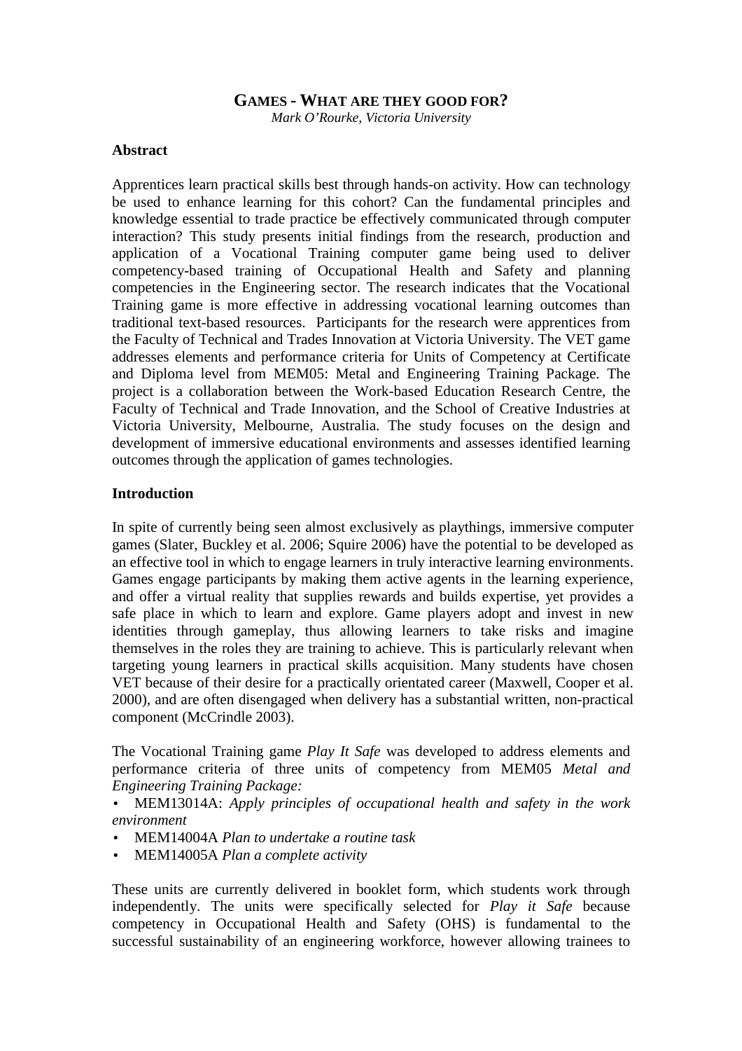# GAMES - WHAT ARE THEY GOOD FOR?

*Mark O'Rourke, Victoria University*

**Abstract**

Apprentices learn practical skills best through hands-on activity. How can technology be used to enhance learning for this cohort? Can the fundamental principles and knowledge essential to trade practice be effectively communicated through computer interaction? This study presents initial findings from the research, production and application of a Vocational Training computer game being used to deliver competency-based training of Occupational Health and Safety and planning competencies in the Engineering sector. The research indicates that the Vocational Training game is more effective in addressing vocational learning outcomes than traditional text-based resources. Participants for the research were apprentices from the Faculty of Technical and Trades Innovation at Victoria University. The VET game addresses elements and performance criteria for Units of Competency at Certificate and Diploma level from MEM05: Metal and Engineering Training Package. The project is a collaboration between the Work-based Education Research Centre, the Faculty of Technical and Trade Innovation, and the School of Creative Industries at Victoria University, Melbourne, Australia. The study focuses on the design and development of immersive educational environments and assesses identified learning outcomes through the application of games technologies.

**Introduction**

In spite of currently being seen almost exclusively as playthings, immersive computer games (Slater, Buckley et al. 2006; Squire 2006) have the potential to be developed as an effective tool in which to engage learners in truly interactive learning environments. Games engage participants by making them active agents in the learning experience, and offer a virtual reality that supplies rewards and builds expertise, yet provides a safe place in which to learn and explore. Game players adopt and invest in new identities through gameplay, thus allowing learners to take risks and imagine themselves in the roles they are training to achieve. This is particularly relevant when targeting young learners in practical skills acquisition. Many students have chosen VET because of their desire for a practically orientated career (Maxwell, Cooper et al. 2000), and are often disengaged when delivery has a substantial written, non-practical component (McCrindle 2003).

The Vocational Training game *Play It Safe* was developed to address elements and performance criteria of three units of competency from MEM05 *Metal and Engineering Training Package:*

- MEM13014A: *Apply principles of occupational health and safety in the work environment*
- MEM14004A *Plan to undertake a routine task*
- MEM14005A *Plan a complete activity*

These units are currently delivered in booklet form, which students work through independently. The units were specifically selected for *Play it Safe* because competency in Occupational Health and Safety (OHS) is fundamental to the successful sustainability of an engineering workforce, however allowing trainees to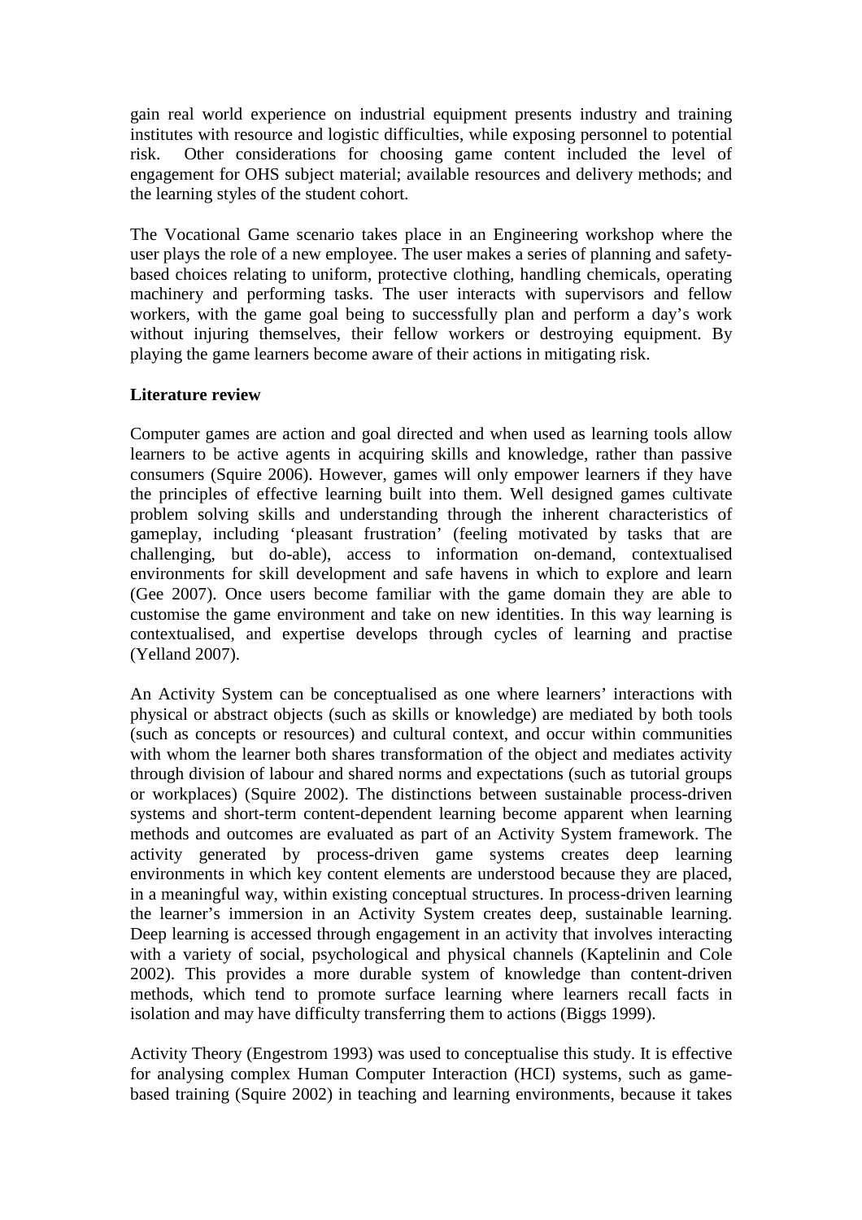gain real world experience on industrial equipment presents industry and training institutes with resource and logistic difficulties, while exposing personnel to potential risk. Other considerations for choosing game content included the level of engagement for OHS subject material; available resources and delivery methods; and the learning styles of the student cohort.

The Vocational Game scenario takes place in an Engineering workshop where the user plays the role of a new employee. The user makes a series of planning and safety-based choices relating to uniform, protective clothing, handling chemicals, operating machinery and performing tasks. The user interacts with supervisors and fellow workers, with the game goal being to successfully plan and perform a day's work without injuring themselves, their fellow workers or destroying equipment. By playing the game learners become aware of their actions in mitigating risk.

**Literature review**

Computer games are action and goal directed and when used as learning tools allow learners to be active agents in acquiring skills and knowledge, rather than passive consumers (Squire 2006). However, games will only empower learners if they have the principles of effective learning built into them. Well designed games cultivate problem solving skills and understanding through the inherent characteristics of gameplay, including 'pleasant frustration' (feeling motivated by tasks that are challenging, but do-able), access to information on-demand, contextualised environments for skill development and safe havens in which to explore and learn (Gee 2007). Once users become familiar with the game domain they are able to customise the game environment and take on new identities. In this way learning is contextualised, and expertise develops through cycles of learning and practise (Yelland 2007).

An Activity System can be conceptualised as one where learners' interactions with physical or abstract objects (such as skills or knowledge) are mediated by both tools (such as concepts or resources) and cultural context, and occur within communities with whom the learner both shares transformation of the object and mediates activity through division of labour and shared norms and expectations (such as tutorial groups or workplaces) (Squire 2002). The distinctions between sustainable process-driven systems and short-term content-dependent learning become apparent when learning methods and outcomes are evaluated as part of an Activity System framework. The activity generated by process-driven game systems creates deep learning environments in which key content elements are understood because they are placed, in a meaningful way, within existing conceptual structures. In process-driven learning the learner's immersion in an Activity System creates deep, sustainable learning. Deep learning is accessed through engagement in an activity that involves interacting with a variety of social, psychological and physical channels (Kaptelinin and Cole 2002). This provides a more durable system of knowledge than content-driven methods, which tend to promote surface learning where learners recall facts in isolation and may have difficulty transferring them to actions (Biggs 1999).

Activity Theory (Engestrom 1993) was used to conceptualise this study. It is effective for analysing complex Human Computer Interaction (HCI) systems, such as game-based training (Squire 2002) in teaching and learning environments, because it takes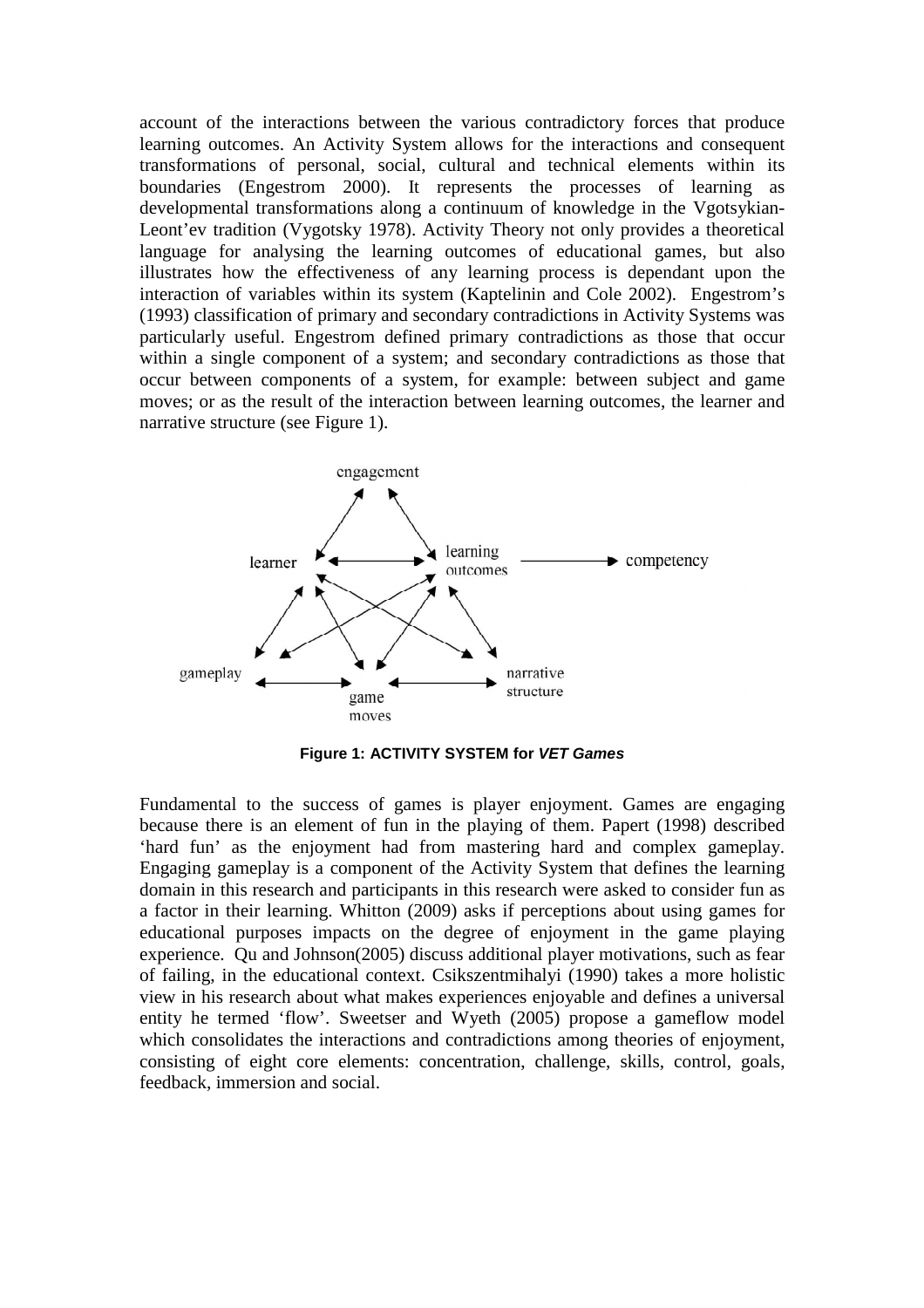account of the interactions between the various contradictory forces that produce learning outcomes. An Activity System allows for the interactions and consequent transformations of personal, social, cultural and technical elements within its boundaries (Engestrom 2000). It represents the processes of learning as developmental transformations along a continuum of knowledge in the Vgotsykian-Leont'ev tradition (Vygotsky 1978). Activity Theory not only provides a theoretical language for analysing the learning outcomes of educational games, but also illustrates how the effectiveness of any learning process is dependant upon the interaction of variables within its system (Kaptelinin and Cole 2002). Engestrom's (1993) classification of primary and secondary contradictions in Activity Systems was particularly useful. Engestrom defined primary contradictions as those that occur within a single component of a system; and secondary contradictions as those that occur between components of a system, for example: between subject and game moves; or as the result of the interaction between learning outcomes, the learner and narrative structure (see Figure 1).

engagement

learner

learning outcomes

competency

gameplay

game moves

narrative structure

**Figure 1: ACTIVITY SYSTEM for *VET Games***

Fundamental to the success of games is player enjoyment. Games are engaging because there is an element of fun in the playing of them. Papert (1998) described 'hard fun' as the enjoyment had from mastering hard and complex gameplay. Engaging gameplay is a component of the Activity System that defines the learning domain in this research and participants in this research were asked to consider fun as a factor in their learning. Whitton (2009) asks if perceptions about using games for educational purposes impacts on the degree of enjoyment in the game playing experience. Qu and Johnson(2005) discuss additional player motivations, such as fear of failing, in the educational context. Csikszentmihalyi (1990) takes a more holistic view in his research about what makes experiences enjoyable and defines a universal entity he termed 'flow'. Sweetser and Wyeth (2005) propose a gameflow model which consolidates the interactions and contradictions among theories of enjoyment, consisting of eight core elements: concentration, challenge, skills, control, goals, feedback, immersion and social.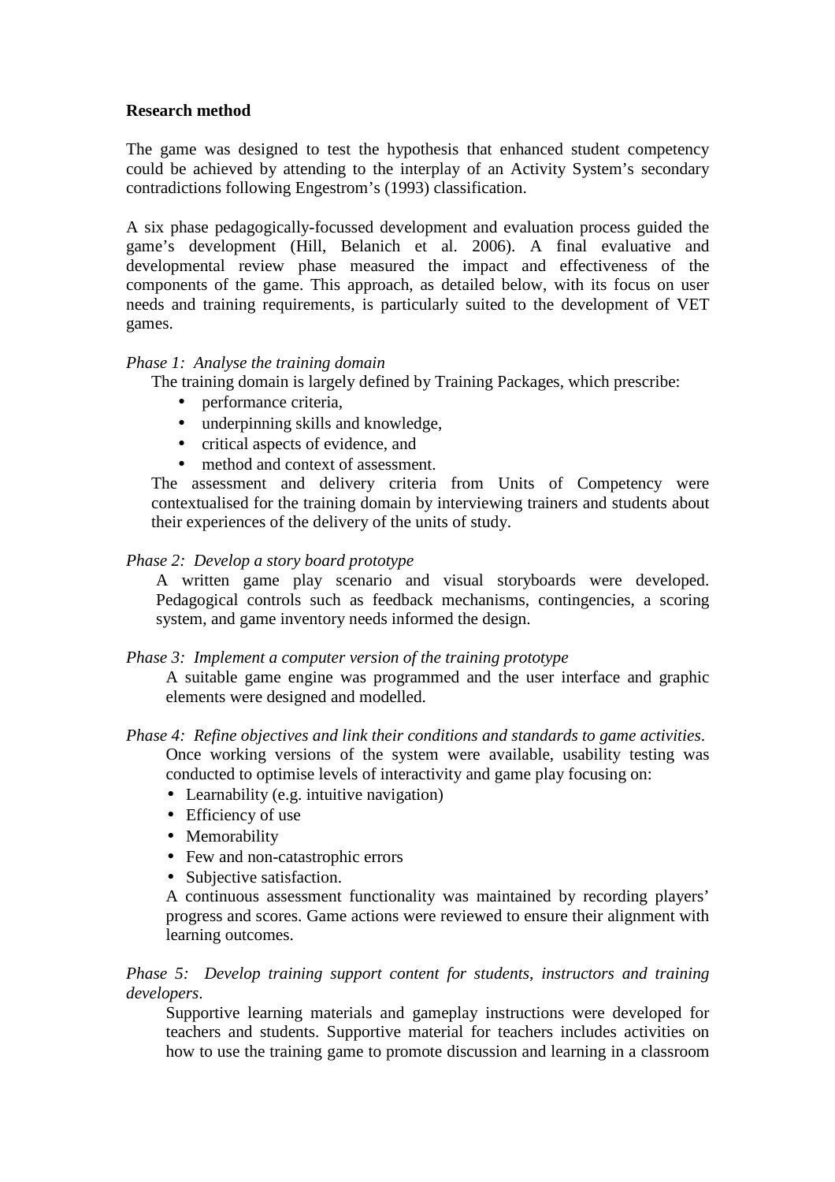**Research method**

The game was designed to test the hypothesis that enhanced student competency could be achieved by attending to the interplay of an Activity System's secondary contradictions following Engestrom's (1993) classification.

A six phase pedagogically-focussed development and evaluation process guided the game's development (Hill, Belanich et al. 2006). A final evaluative and developmental review phase measured the impact and effectiveness of the components of the game. This approach, as detailed below, with its focus on user needs and training requirements, is particularly suited to the development of VET games.

*Phase 1: Analyse the training domain*

The training domain is largely defined by Training Packages, which prescribe:

- performance criteria,
- underpinning skills and knowledge,
- critical aspects of evidence, and
- method and context of assessment.

The assessment and delivery criteria from Units of Competency were contextualised for the training domain by interviewing trainers and students about their experiences of the delivery of the units of study.

*Phase 2: Develop a story board prototype*

A written game play scenario and visual storyboards were developed. Pedagogical controls such as feedback mechanisms, contingencies, a scoring system, and game inventory needs informed the design.

*Phase 3: Implement a computer version of the training prototype*

A suitable game engine was programmed and the user interface and graphic elements were designed and modelled.

*Phase 4: Refine objectives and link their conditions and standards to game activities.*

Once working versions of the system were available, usability testing was conducted to optimise levels of interactivity and game play focusing on:

- Learnability (e.g. intuitive navigation)
- Efficiency of use
- Memorability
- Few and non-catastrophic errors
- Subjective satisfaction.

A continuous assessment functionality was maintained by recording players' progress and scores. Game actions were reviewed to ensure their alignment with learning outcomes.

*Phase 5: Develop training support content for students, instructors and training developers.*

Supportive learning materials and gameplay instructions were developed for teachers and students. Supportive material for teachers includes activities on how to use the training game to promote discussion and learning in a classroom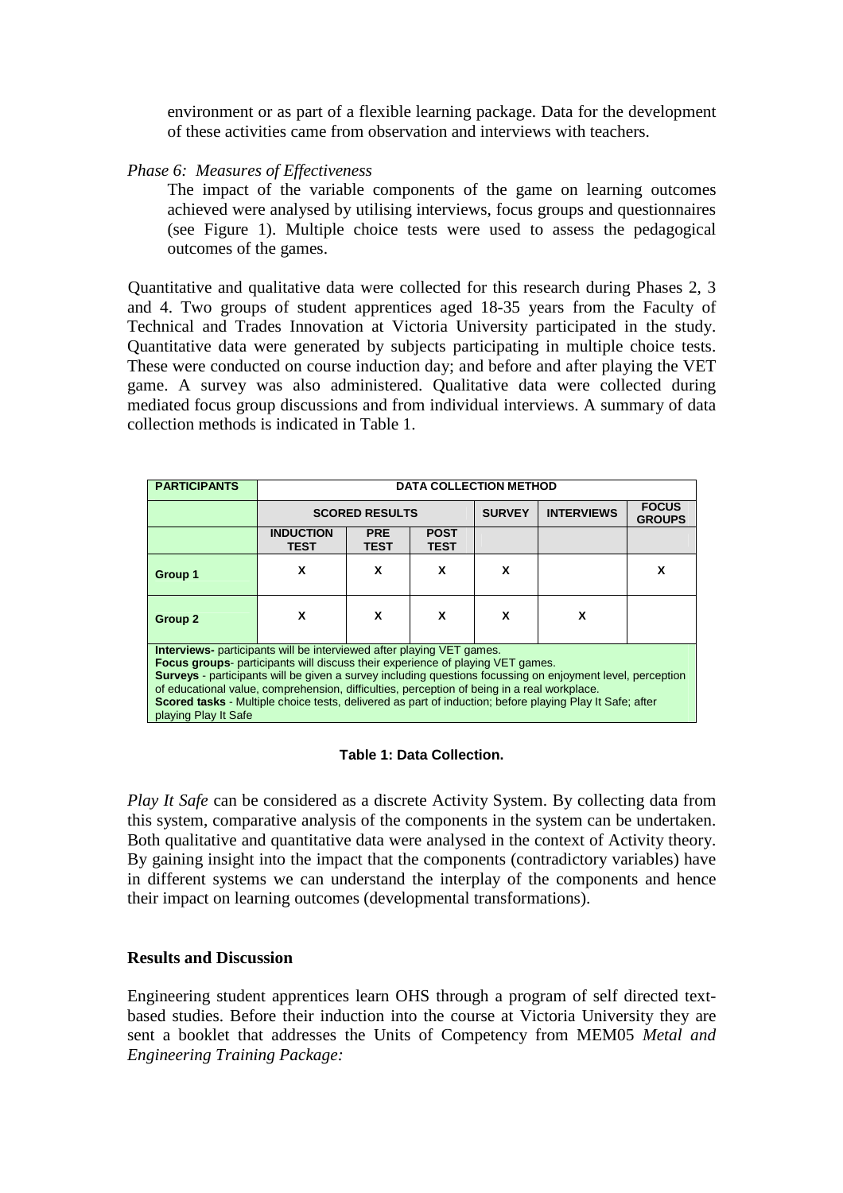environment or as part of a flexible learning package. Data for the development of these activities came from observation and interviews with teachers.

*Phase 6: Measures of Effectiveness*

The impact of the variable components of the game on learning outcomes achieved were analysed by utilising interviews, focus groups and questionnaires (see Figure 1). Multiple choice tests were used to assess the pedagogical outcomes of the games.

Quantitative and qualitative data were collected for this research during Phases 2, 3 and 4. Two groups of student apprentices aged 18-35 years from the Faculty of Technical and Trades Innovation at Victoria University participated in the study. Quantitative data were generated by subjects participating in multiple choice tests. These were conducted on course induction day; and before and after playing the VET game. A survey was also administered. Qualitative data were collected during mediated focus group discussions and from individual interviews. A summary of data collection methods is indicated in Table 1.

| PARTICIPANTS | DATA COLLECTION METHOD | | | | | |
|---|---|---|---|---|---|---|
| | SCORED RESULTS | | | SURVEY | INTERVIEWS | FOCUS GROUPS |
| | INDUCTION TEST | PRE TEST | POST TEST | | | |
| Group 1 | X | X | X | X | | X |
| Group 2 | X | X | X | X | X | |
| **Interviews-** participants will be interviewed after playing VET games. **Focus groups**- participants will discuss their experience of playing VET games. **Surveys** - participants will be given a survey including questions focussing on enjoyment level, perception of educational value, comprehension, difficulties, perception of being in a real workplace. **Scored tasks** - Multiple choice tests, delivered as part of induction; before playing Play It Safe; after playing Play It Safe | | | | | | |

**Table 1: Data Collection.**

*Play It Safe* can be considered as a discrete Activity System. By collecting data from this system, comparative analysis of the components in the system can be undertaken. Both qualitative and quantitative data were analysed in the context of Activity theory. By gaining insight into the impact that the components (contradictory variables) have in different systems we can understand the interplay of the components and hence their impact on learning outcomes (developmental transformations).

## Results and Discussion

Engineering student apprentices learn OHS through a program of self directed text-based studies. Before their induction into the course at Victoria University they are sent a booklet that addresses the Units of Competency from MEM05 *Metal and Engineering Training Package:*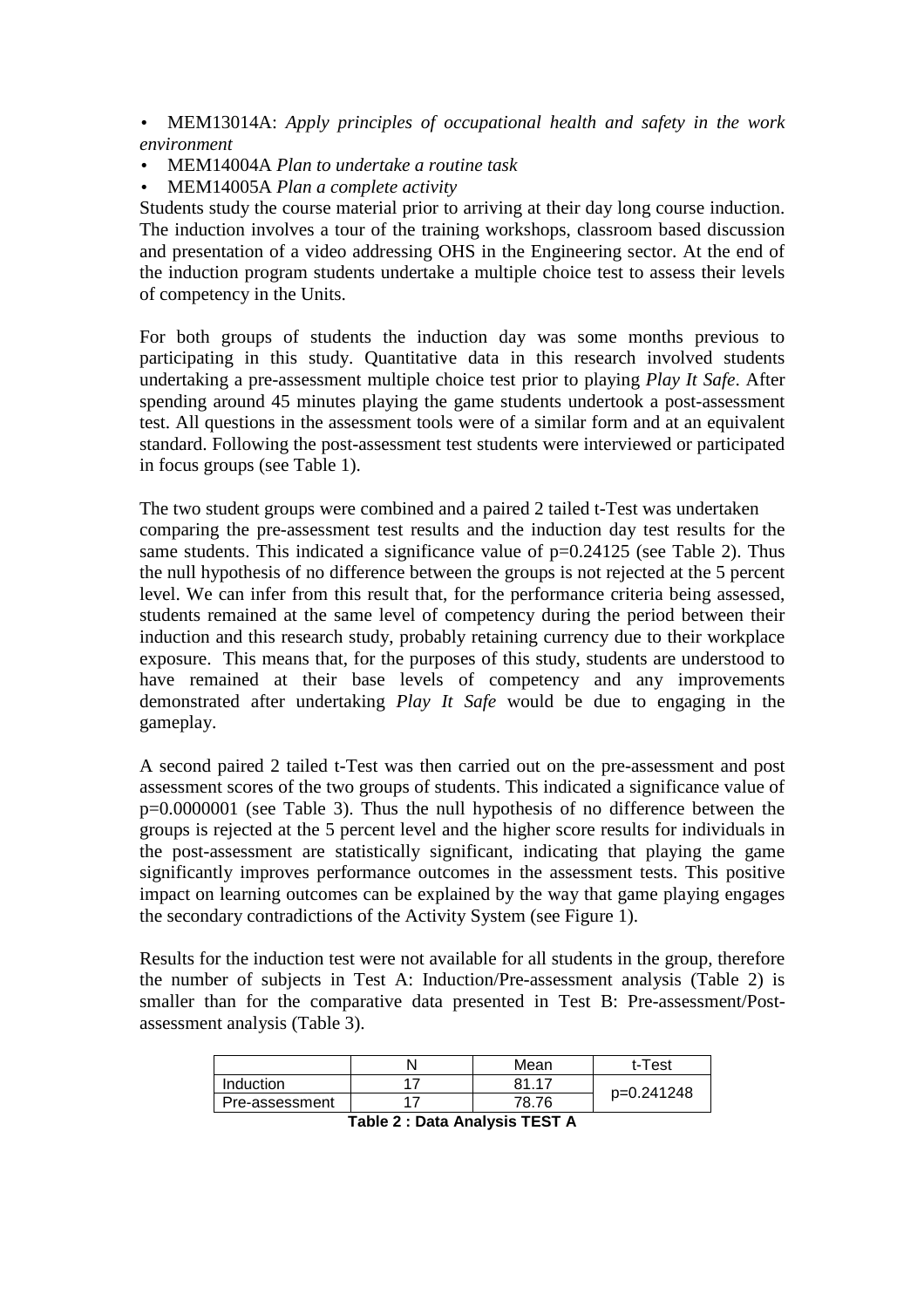- MEM13014A: *Apply principles of occupational health and safety in the work environment*
- MEM14004A *Plan to undertake a routine task*
- MEM14005A *Plan a complete activity*

Students study the course material prior to arriving at their day long course induction. The induction involves a tour of the training workshops, classroom based discussion and presentation of a video addressing OHS in the Engineering sector. At the end of the induction program students undertake a multiple choice test to assess their levels of competency in the Units.

For both groups of students the induction day was some months previous to participating in this study. Quantitative data in this research involved students undertaking a pre-assessment multiple choice test prior to playing *Play It Safe*. After spending around 45 minutes playing the game students undertook a post-assessment test. All questions in the assessment tools were of a similar form and at an equivalent standard. Following the post-assessment test students were interviewed or participated in focus groups (see Table 1).

The two student groups were combined and a paired 2 tailed t-Test was undertaken comparing the pre-assessment test results and the induction day test results for the same students. This indicated a significance value of p=0.24125 (see Table 2). Thus the null hypothesis of no difference between the groups is not rejected at the 5 percent level. We can infer from this result that, for the performance criteria being assessed, students remained at the same level of competency during the period between their induction and this research study, probably retaining currency due to their workplace exposure. This means that, for the purposes of this study, students are understood to have remained at their base levels of competency and any improvements demonstrated after undertaking *Play It Safe* would be due to engaging in the gameplay.

A second paired 2 tailed t-Test was then carried out on the pre-assessment and post assessment scores of the two groups of students. This indicated a significance value of p=0.0000001 (see Table 3). Thus the null hypothesis of no difference between the groups is rejected at the 5 percent level and the higher score results for individuals in the post-assessment are statistically significant, indicating that playing the game significantly improves performance outcomes in the assessment tests. This positive impact on learning outcomes can be explained by the way that game playing engages the secondary contradictions of the Activity System (see Figure 1).

Results for the induction test were not available for all students in the group, therefore the number of subjects in Test A: Induction/Pre-assessment analysis (Table 2) is smaller than for the comparative data presented in Test B: Pre-assessment/Post-assessment analysis (Table 3).

| | N | Mean | t-Test |
|---|---|---|---|
| Induction | 17 | 81.17 | p=0.241248 |
| Pre-assessment | 17 | 78.76 | |

**Table 2 : Data Analysis TEST A**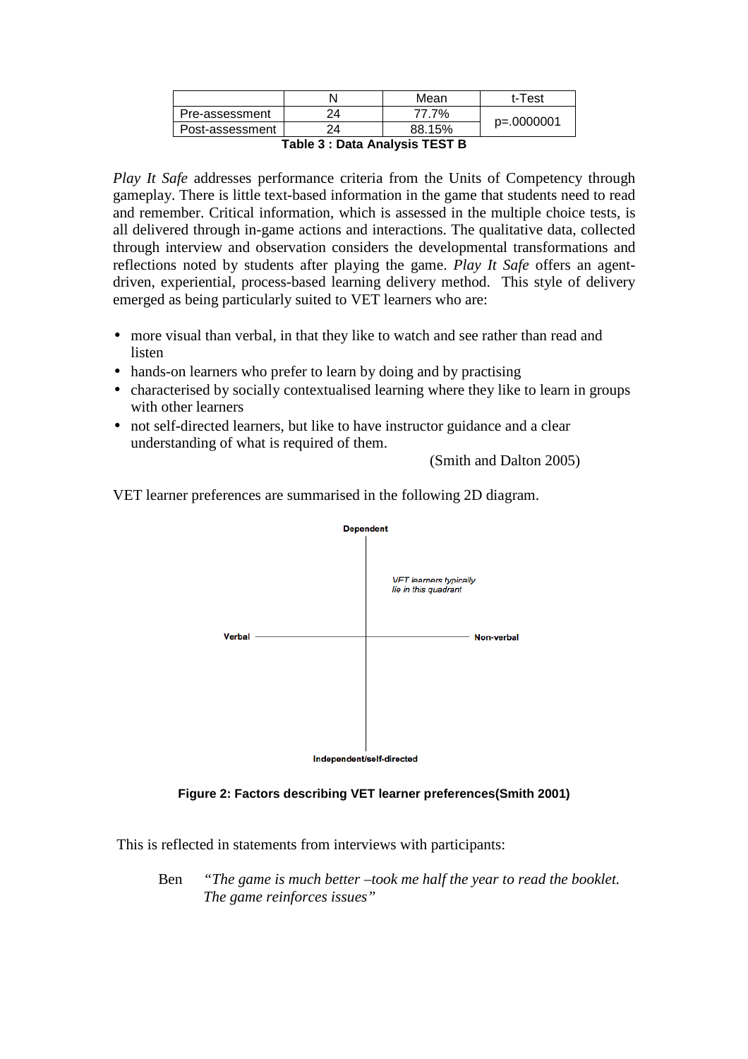| | N | Mean | t-Test |
|---|---|---|---|
| Pre-assessment | 24 | 77.7% | p=.0000001 |
| Post-assessment | 24 | 88.15% | |

**Table 3 : Data Analysis TEST B**

*Play It Safe* addresses performance criteria from the Units of Competency through gameplay. There is little text-based information in the game that students need to read and remember. Critical information, which is assessed in the multiple choice tests, is all delivered through in-game actions and interactions. The qualitative data, collected through interview and observation considers the developmental transformations and reflections noted by students after playing the game. *Play It Safe* offers an agent-driven, experiential, process-based learning delivery method. This style of delivery emerged as being particularly suited to VET learners who are:

- more visual than verbal, in that they like to watch and see rather than read and listen
- hands-on learners who prefer to learn by doing and by practising
- characterised by socially contextualised learning where they like to learn in groups with other learners
- not self-directed learners, but like to have instructor guidance and a clear understanding of what is required of them.

(Smith and Dalton 2005)

VET learner preferences are summarised in the following 2D diagram.

Dependent

*VET learners typically lie in this quadrant*

Verbal

Non-verbal

Independent/self-directed

**Figure 2: Factors describing VET learner preferences(Smith 2001)**

This is reflected in statements from interviews with participants:

Ben *"The game is much better –took me half the year to read the booklet. The game reinforces issues"*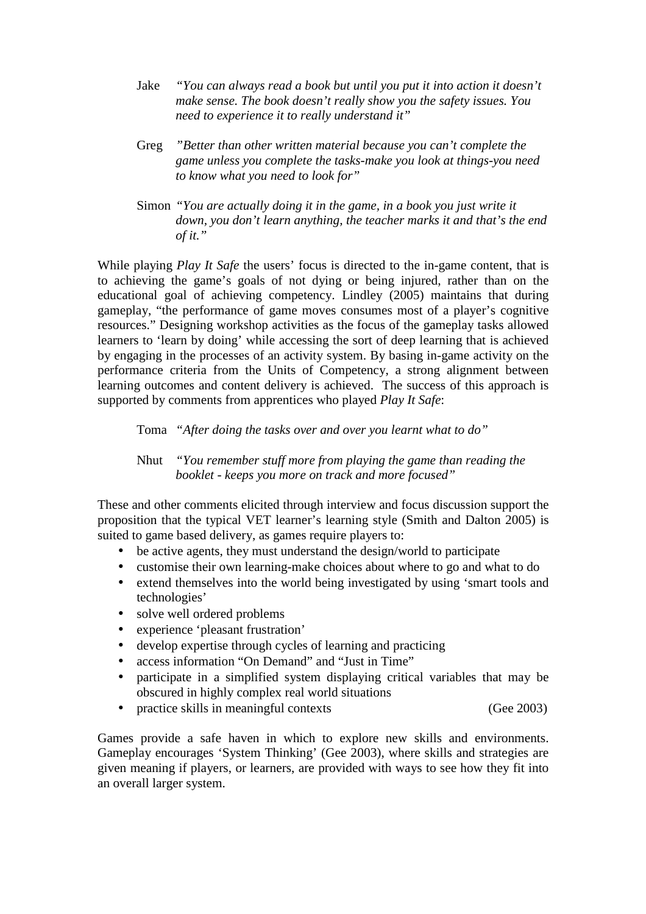Jake *"You can always read a book but until you put it into action it doesn't make sense. The book doesn't really show you the safety issues. You need to experience it to really understand it"*

Greg *"Better than other written material because you can't complete the game unless you complete the tasks-make you look at things-you need to know what you need to look for"*

Simon *"You are actually doing it in the game, in a book you just write it down, you don't learn anything, the teacher marks it and that's the end of it."*

While playing *Play It Safe* the users' focus is directed to the in-game content, that is to achieving the game's goals of not dying or being injured, rather than on the educational goal of achieving competency. Lindley (2005) maintains that during gameplay, "the performance of game moves consumes most of a player's cognitive resources." Designing workshop activities as the focus of the gameplay tasks allowed learners to 'learn by doing' while accessing the sort of deep learning that is achieved by engaging in the processes of an activity system. By basing in-game activity on the performance criteria from the Units of Competency, a strong alignment between learning outcomes and content delivery is achieved. The success of this approach is supported by comments from apprentices who played *Play It Safe*:

Toma *"After doing the tasks over and over you learnt what to do"*

Nhut *"You remember stuff more from playing the game than reading the booklet - keeps you more on track and more focused"*

These and other comments elicited through interview and focus discussion support the proposition that the typical VET learner's learning style (Smith and Dalton 2005) is suited to game based delivery, as games require players to:

- be active agents, they must understand the design/world to participate
- customise their own learning-make choices about where to go and what to do
- extend themselves into the world being investigated by using 'smart tools and technologies'
- solve well ordered problems
- experience 'pleasant frustration'
- develop expertise through cycles of learning and practicing
- access information "On Demand" and "Just in Time"
- participate in a simplified system displaying critical variables that may be obscured in highly complex real world situations
- practice skills in meaningful contexts (Gee 2003)

Games provide a safe haven in which to explore new skills and environments. Gameplay encourages 'System Thinking' (Gee 2003), where skills and strategies are given meaning if players, or learners, are provided with ways to see how they fit into an overall larger system.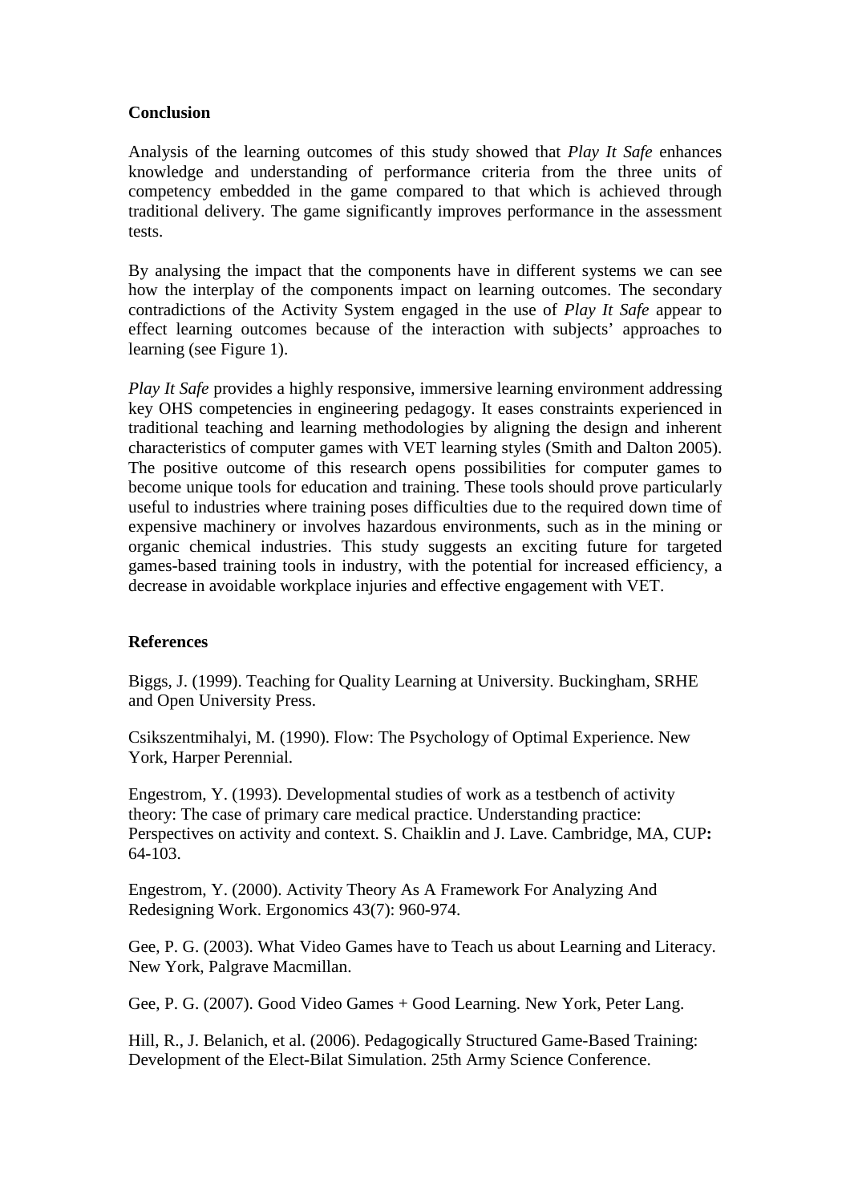## Conclusion

Analysis of the learning outcomes of this study showed that *Play It Safe* enhances knowledge and understanding of performance criteria from the three units of competency embedded in the game compared to that which is achieved through traditional delivery. The game significantly improves performance in the assessment tests.

By analysing the impact that the components have in different systems we can see how the interplay of the components impact on learning outcomes. The secondary contradictions of the Activity System engaged in the use of *Play It Safe* appear to effect learning outcomes because of the interaction with subjects' approaches to learning (see Figure 1).

*Play It Safe* provides a highly responsive, immersive learning environment addressing key OHS competencies in engineering pedagogy. It eases constraints experienced in traditional teaching and learning methodologies by aligning the design and inherent characteristics of computer games with VET learning styles (Smith and Dalton 2005). The positive outcome of this research opens possibilities for computer games to become unique tools for education and training. These tools should prove particularly useful to industries where training poses difficulties due to the required down time of expensive machinery or involves hazardous environments, such as in the mining or organic chemical industries. This study suggests an exciting future for targeted games-based training tools in industry, with the potential for increased efficiency, a decrease in avoidable workplace injuries and effective engagement with VET.

## References

Biggs, J. (1999). Teaching for Quality Learning at University. Buckingham, SRHE and Open University Press.

Csikszentmihalyi, M. (1990). Flow: The Psychology of Optimal Experience. New York, Harper Perennial.

Engestrom, Y. (1993). Developmental studies of work as a testbench of activity theory: The case of primary care medical practice. Understanding practice: Perspectives on activity and context. S. Chaiklin and J. Lave. Cambridge, MA, CUP**:** 64-103.

Engestrom, Y. (2000). Activity Theory As A Framework For Analyzing And Redesigning Work. Ergonomics 43(7): 960-974.

Gee, P. G. (2003). What Video Games have to Teach us about Learning and Literacy. New York, Palgrave Macmillan.

Gee, P. G. (2007). Good Video Games + Good Learning. New York, Peter Lang.

Hill, R., J. Belanich, et al. (2006). Pedagogically Structured Game-Based Training: Development of the Elect-Bilat Simulation. 25th Army Science Conference.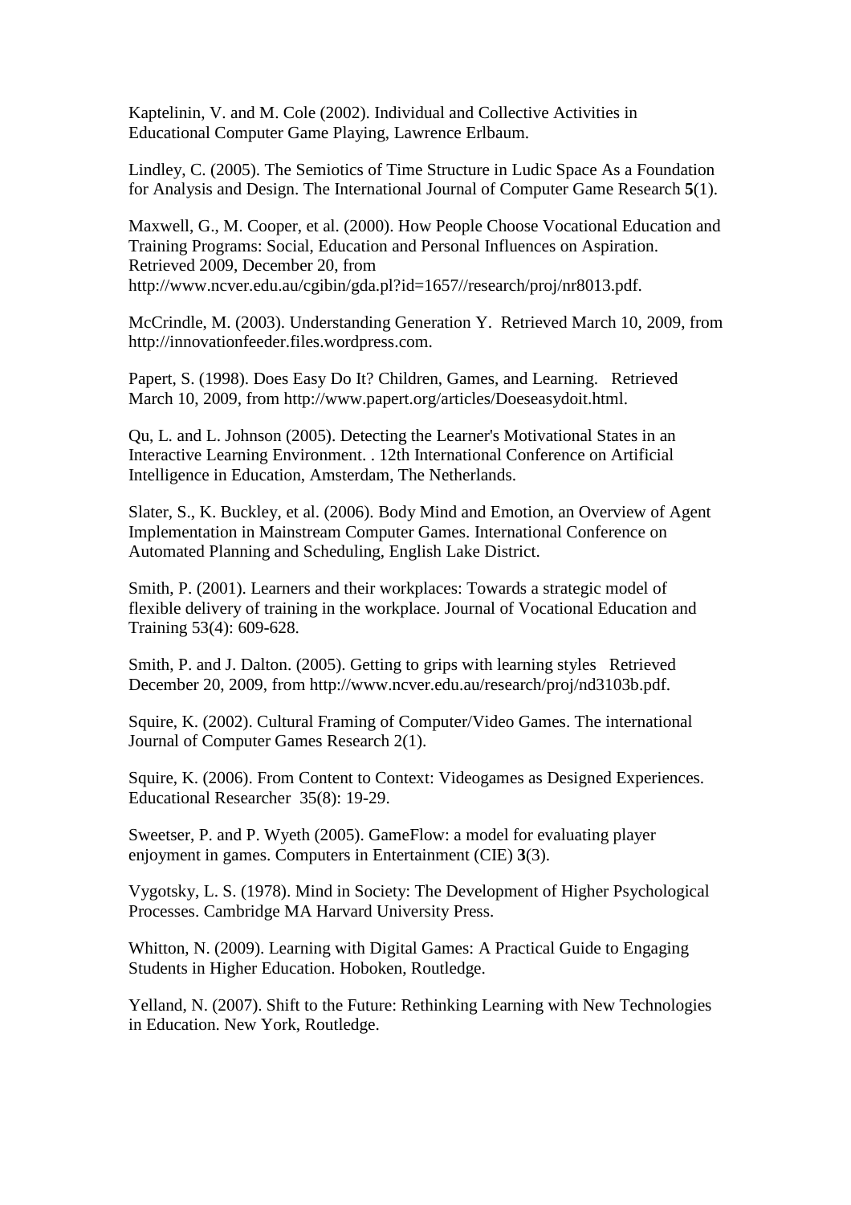Kaptelinin, V. and M. Cole (2002). Individual and Collective Activities in Educational Computer Game Playing, Lawrence Erlbaum.

Lindley, C. (2005). The Semiotics of Time Structure in Ludic Space As a Foundation for Analysis and Design. The International Journal of Computer Game Research **5**(1).

Maxwell, G., M. Cooper, et al. (2000). How People Choose Vocational Education and Training Programs: Social, Education and Personal Influences on Aspiration. Retrieved 2009, December 20, from http://www.ncver.edu.au/cgibin/gda.pl?id=1657//research/proj/nr8013.pdf.

McCrindle, M. (2003). Understanding Generation Y. Retrieved March 10, 2009, from http://innovationfeeder.files.wordpress.com.

Papert, S. (1998). Does Easy Do It? Children, Games, and Learning. Retrieved March 10, 2009, from http://www.papert.org/articles/Doeseasydoit.html.

Qu, L. and L. Johnson (2005). Detecting the Learner's Motivational States in an Interactive Learning Environment. . 12th International Conference on Artificial Intelligence in Education, Amsterdam, The Netherlands.

Slater, S., K. Buckley, et al. (2006). Body Mind and Emotion, an Overview of Agent Implementation in Mainstream Computer Games. International Conference on Automated Planning and Scheduling, English Lake District.

Smith, P. (2001). Learners and their workplaces: Towards a strategic model of flexible delivery of training in the workplace. Journal of Vocational Education and Training 53(4): 609-628.

Smith, P. and J. Dalton. (2005). Getting to grips with learning styles Retrieved December 20, 2009, from http://www.ncver.edu.au/research/proj/nd3103b.pdf.

Squire, K. (2002). Cultural Framing of Computer/Video Games. The international Journal of Computer Games Research 2(1).

Squire, K. (2006). From Content to Context: Videogames as Designed Experiences. Educational Researcher 35(8): 19-29.

Sweetser, P. and P. Wyeth (2005). GameFlow: a model for evaluating player enjoyment in games. Computers in Entertainment (CIE) **3**(3).

Vygotsky, L. S. (1978). Mind in Society: The Development of Higher Psychological Processes. Cambridge MA Harvard University Press.

Whitton, N. (2009). Learning with Digital Games: A Practical Guide to Engaging Students in Higher Education. Hoboken, Routledge.

Yelland, N. (2007). Shift to the Future: Rethinking Learning with New Technologies in Education. New York, Routledge.